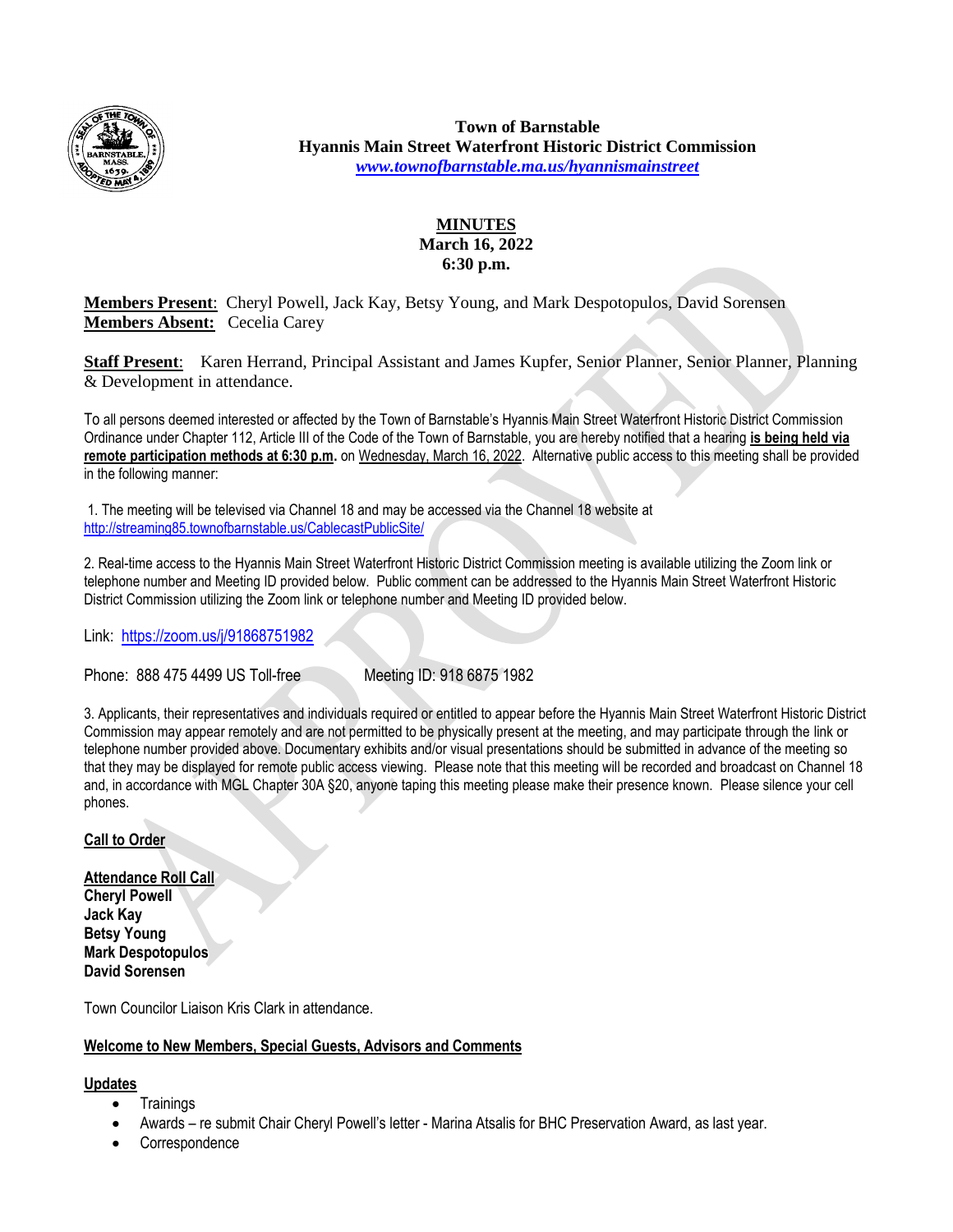**Town of Barnstable**
**Hyannis Main Street Waterfront Historic District Commission**
*www.townofbarnstable.ma.us/hyannismainstreet*

**MINUTES**
**March 16, 2022**
**6:30 p.m.**

**Members Present**: Cheryl Powell, Jack Kay, Betsy Young, and Mark Despotopulos, David Sorensen
**Members Absent:** Cecelia Carey

**Staff Present**: Karen Herrand, Principal Assistant and James Kupfer, Senior Planner, Senior Planner, Planning & Development in attendance.

To all persons deemed interested or affected by the Town of Barnstable's Hyannis Main Street Waterfront Historic District Commission Ordinance under Chapter 112, Article III of the Code of the Town of Barnstable, you are hereby notified that a hearing **is being held via remote participation methods at 6:30 p.m.** on Wednesday, March 16, 2022. Alternative public access to this meeting shall be provided in the following manner:

1. The meeting will be televised via Channel 18 and may be accessed via the Channel 18 website at http://streaming85.townofbarnstable.us/CablecastPublicSite/

2. Real-time access to the Hyannis Main Street Waterfront Historic District Commission meeting is available utilizing the Zoom link or telephone number and Meeting ID provided below. Public comment can be addressed to the Hyannis Main Street Waterfront Historic District Commission utilizing the Zoom link or telephone number and Meeting ID provided below.

Link: https://zoom.us/j/91868751982

Phone: 888 475 4499 US Toll-free Meeting ID: 918 6875 1982

3. Applicants, their representatives and individuals required or entitled to appear before the Hyannis Main Street Waterfront Historic District Commission may appear remotely and are not permitted to be physically present at the meeting, and may participate through the link or telephone number provided above. Documentary exhibits and/or visual presentations should be submitted in advance of the meeting so that they may be displayed for remote public access viewing. Please note that this meeting will be recorded and broadcast on Channel 18 and, in accordance with MGL Chapter 30A §20, anyone taping this meeting please make their presence known. Please silence your cell phones.

**Call to Order**

**Attendance Roll Call**
**Cheryl Powell**
**Jack Kay**
**Betsy Young**
**Mark Despotopulos**
**David Sorensen**

Town Councilor Liaison Kris Clark in attendance.

**Welcome to New Members, Special Guests, Advisors and Comments**

**Updates**

- Trainings
- Awards – re submit Chair Cheryl Powell's letter - Marina Atsalis for BHC Preservation Award, as last year.
- Correspondence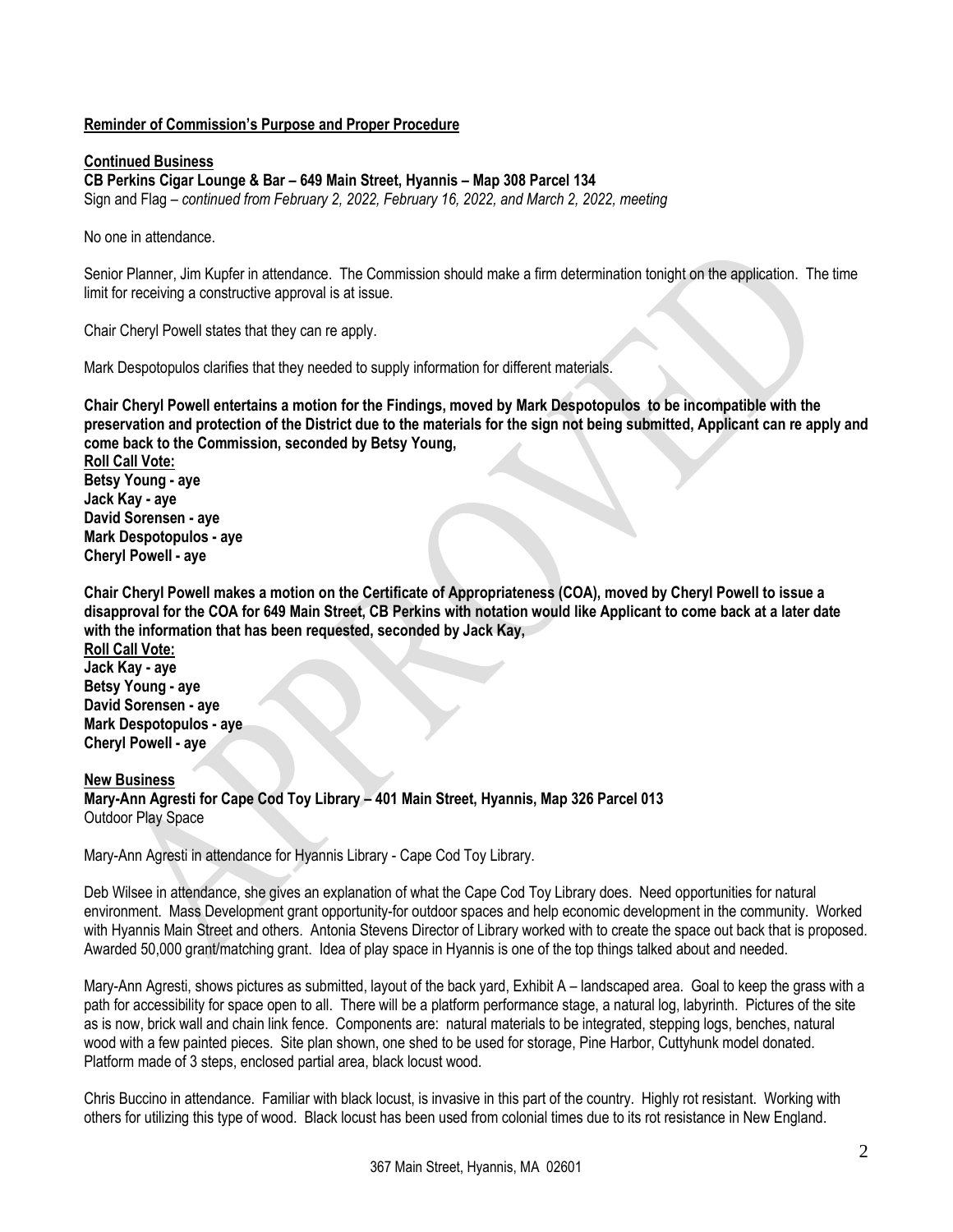**Reminder of Commission's Purpose and Proper Procedure**

**Continued Business**

**CB Perkins Cigar Lounge & Bar – 649 Main Street, Hyannis – Map 308 Parcel 134**

Sign and Flag – *continued from February 2, 2022, February 16, 2022, and March 2, 2022, meeting*

No one in attendance.

Senior Planner, Jim Kupfer in attendance. The Commission should make a firm determination tonight on the application. The time limit for receiving a constructive approval is at issue.

Chair Cheryl Powell states that they can re apply.

Mark Despotopulos clarifies that they needed to supply information for different materials.

**Chair Cheryl Powell entertains a motion for the Findings, moved by Mark Despotopulos to be incompatible with the preservation and protection of the District due to the materials for the sign not being submitted, Applicant can re apply and come back to the Commission, seconded by Betsy Young,**

**Roll Call Vote:**
**Betsy Young - aye**
**Jack Kay - aye**
**David Sorensen - aye**
**Mark Despotopulos - aye**
**Cheryl Powell - aye**

**Chair Cheryl Powell makes a motion on the Certificate of Appropriateness (COA), moved by Cheryl Powell to issue a disapproval for the COA for 649 Main Street, CB Perkins with notation would like Applicant to come back at a later date with the information that has been requested, seconded by Jack Kay,**

**Roll Call Vote:**
**Jack Kay - aye**
**Betsy Young - aye**
**David Sorensen - aye**
**Mark Despotopulos - aye**
**Cheryl Powell - aye**

**New Business**

**Mary-Ann Agresti for Cape Cod Toy Library – 401 Main Street, Hyannis, Map 326 Parcel 013**

Outdoor Play Space

Mary-Ann Agresti in attendance for Hyannis Library - Cape Cod Toy Library.

Deb Wilsee in attendance, she gives an explanation of what the Cape Cod Toy Library does. Need opportunities for natural environment. Mass Development grant opportunity-for outdoor spaces and help economic development in the community. Worked with Hyannis Main Street and others. Antonia Stevens Director of Library worked with to create the space out back that is proposed. Awarded 50,000 grant/matching grant. Idea of play space in Hyannis is one of the top things talked about and needed.

Mary-Ann Agresti, shows pictures as submitted, layout of the back yard, Exhibit A – landscaped area. Goal to keep the grass with a path for accessibility for space open to all. There will be a platform performance stage, a natural log, labyrinth. Pictures of the site as is now, brick wall and chain link fence. Components are: natural materials to be integrated, stepping logs, benches, natural wood with a few painted pieces. Site plan shown, one shed to be used for storage, Pine Harbor, Cuttyhunk model donated. Platform made of 3 steps, enclosed partial area, black locust wood.

Chris Buccino in attendance. Familiar with black locust, is invasive in this part of the country. Highly rot resistant. Working with others for utilizing this type of wood. Black locust has been used from colonial times due to its rot resistance in New England.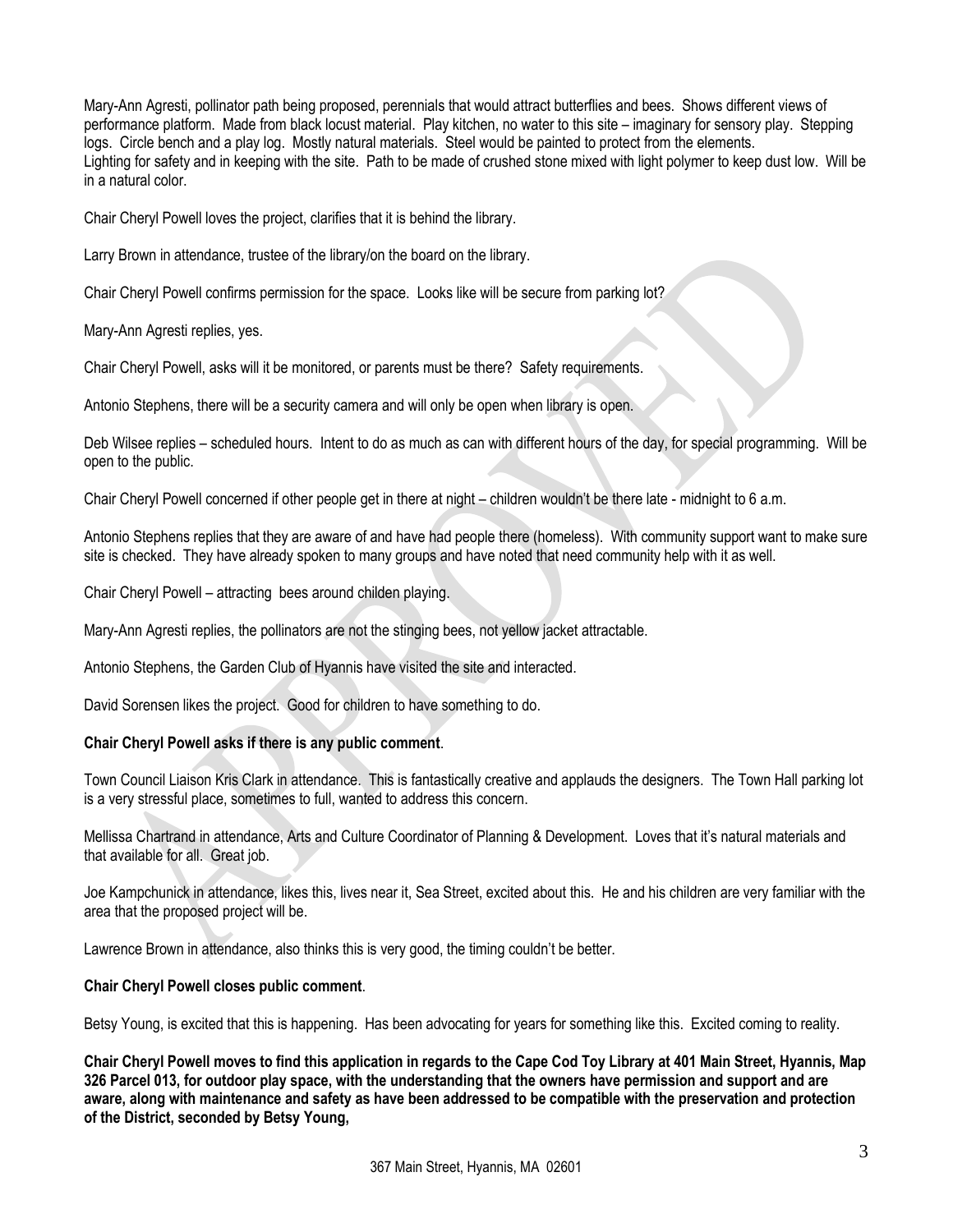Mary-Ann Agresti, pollinator path being proposed, perennials that would attract butterflies and bees. Shows different views of performance platform. Made from black locust material. Play kitchen, no water to this site – imaginary for sensory play. Stepping logs. Circle bench and a play log. Mostly natural materials. Steel would be painted to protect from the elements. Lighting for safety and in keeping with the site. Path to be made of crushed stone mixed with light polymer to keep dust low. Will be in a natural color.

Chair Cheryl Powell loves the project, clarifies that it is behind the library.

Larry Brown in attendance, trustee of the library/on the board on the library.

Chair Cheryl Powell confirms permission for the space. Looks like will be secure from parking lot?

Mary-Ann Agresti replies, yes.

Chair Cheryl Powell, asks will it be monitored, or parents must be there? Safety requirements.

Antonio Stephens, there will be a security camera and will only be open when library is open.

Deb Wilsee replies – scheduled hours. Intent to do as much as can with different hours of the day, for special programming. Will be open to the public.

Chair Cheryl Powell concerned if other people get in there at night – children wouldn't be there late - midnight to 6 a.m.

Antonio Stephens replies that they are aware of and have had people there (homeless). With community support want to make sure site is checked. They have already spoken to many groups and have noted that need community help with it as well.

Chair Cheryl Powell – attracting bees around childen playing.

Mary-Ann Agresti replies, the pollinators are not the stinging bees, not yellow jacket attractable.

Antonio Stephens, the Garden Club of Hyannis have visited the site and interacted.

David Sorensen likes the project. Good for children to have something to do.

**Chair Cheryl Powell asks if there is any public comment**.

Town Council Liaison Kris Clark in attendance. This is fantastically creative and applauds the designers. The Town Hall parking lot is a very stressful place, sometimes to full, wanted to address this concern.

Mellissa Chartrand in attendance, Arts and Culture Coordinator of Planning & Development. Loves that it's natural materials and that available for all. Great job.

Joe Kampchunick in attendance, likes this, lives near it, Sea Street, excited about this. He and his children are very familiar with the area that the proposed project will be.

Lawrence Brown in attendance, also thinks this is very good, the timing couldn't be better.

**Chair Cheryl Powell closes public comment**.

Betsy Young, is excited that this is happening. Has been advocating for years for something like this. Excited coming to reality.

**Chair Cheryl Powell moves to find this application in regards to the Cape Cod Toy Library at 401 Main Street, Hyannis, Map 326 Parcel 013, for outdoor play space, with the understanding that the owners have permission and support and are aware, along with maintenance and safety as have been addressed to be compatible with the preservation and protection of the District, seconded by Betsy Young,**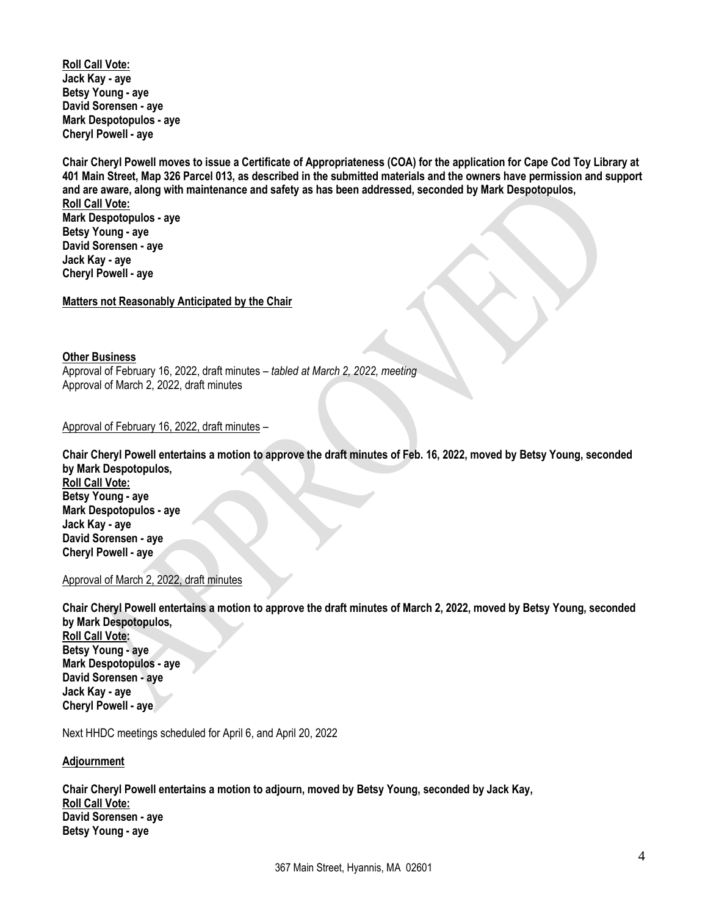**Roll Call Vote:**
**Jack Kay - aye**
**Betsy Young - aye**
**David Sorensen - aye**
**Mark Despotopulos - aye**
**Cheryl Powell - aye**

**Chair Cheryl Powell moves to issue a Certificate of Appropriateness (COA) for the application for Cape Cod Toy Library at 401 Main Street, Map 326 Parcel 013, as described in the submitted materials and the owners have permission and support and are aware, along with maintenance and safety as has been addressed, seconded by Mark Despotopulos,**
**Roll Call Vote:**
**Mark Despotopulos - aye**
**Betsy Young - aye**
**David Sorensen - aye**
**Jack Kay - aye**
**Cheryl Powell - aye**

**Matters not Reasonably Anticipated by the Chair**

**Other Business**
Approval of February 16, 2022, draft minutes – *tabled at March 2, 2022, meeting*
Approval of March 2, 2022, draft minutes

Approval of February 16, 2022, draft minutes –

**Chair Cheryl Powell entertains a motion to approve the draft minutes of Feb. 16, 2022, moved by Betsy Young, seconded by Mark Despotopulos,**
**Roll Call Vote:**
**Betsy Young - aye**
**Mark Despotopulos - aye**
**Jack Kay - aye**
**David Sorensen - aye**
**Cheryl Powell - aye**

Approval of March 2, 2022, draft minutes

**Chair Cheryl Powell entertains a motion to approve the draft minutes of March 2, 2022, moved by Betsy Young, seconded by Mark Despotopulos,**
**Roll Call Vote:**
**Betsy Young - aye**
**Mark Despotopulos - aye**
**David Sorensen - aye**
**Jack Kay - aye**
**Cheryl Powell - aye**

Next HHDC meetings scheduled for April 6, and April 20, 2022

**Adjournment**

**Chair Cheryl Powell entertains a motion to adjourn, moved by Betsy Young, seconded by Jack Kay,**
**Roll Call Vote:**
**David Sorensen - aye**
**Betsy Young - aye**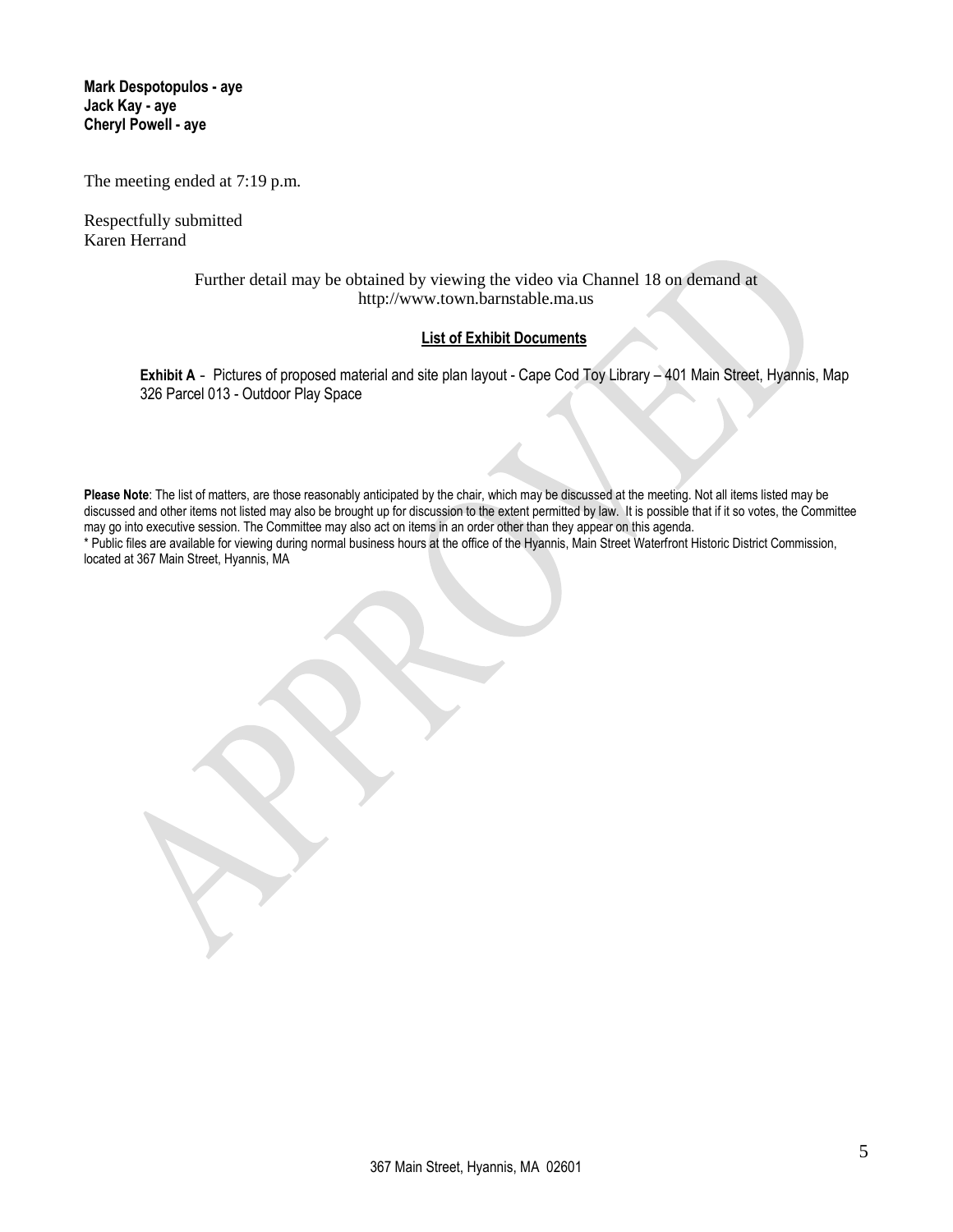**Mark Despotopulos - aye**
**Jack Kay - aye**
**Cheryl Powell - aye**

The meeting ended at 7:19 p.m.

Respectfully submitted
Karen Herrand

Further detail may be obtained by viewing the video via Channel 18 on demand at http://www.town.barnstable.ma.us

**List of Exhibit Documents**

**Exhibit A** - Pictures of proposed material and site plan layout - Cape Cod Toy Library – 401 Main Street, Hyannis, Map 326 Parcel 013 - Outdoor Play Space

**Please Note**: The list of matters, are those reasonably anticipated by the chair, which may be discussed at the meeting. Not all items listed may be discussed and other items not listed may also be brought up for discussion to the extent permitted by law. It is possible that if it so votes, the Committee may go into executive session. The Committee may also act on items in an order other than they appear on this agenda.
* Public files are available for viewing during normal business hours at the office of the Hyannis, Main Street Waterfront Historic District Commission, located at 367 Main Street, Hyannis, MA

367 Main Street, Hyannis, MA 02601